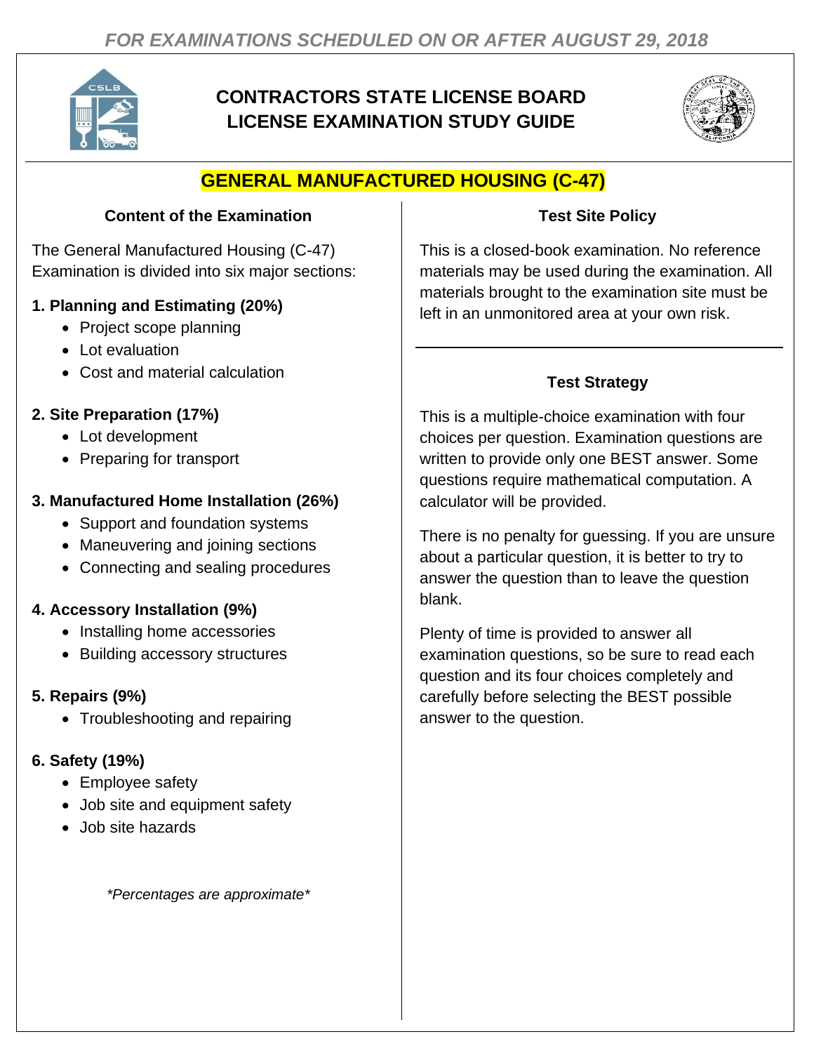*FOR EXAMINATIONS SCHEDULED ON OR AFTER AUGUST 29, 2018*

# CONTRACTORS STATE LICENSE BOARD LICENSE EXAMINATION STUDY GUIDE

## GENERAL MANUFACTURED HOUSING (C-47)

### Content of the Examination

The General Manufactured Housing (C-47) Examination is divided into six major sections:

**1. Planning and Estimating (20%)**

- Project scope planning
- Lot evaluation
- Cost and material calculation

**2. Site Preparation (17%)**

- Lot development
- Preparing for transport

**3. Manufactured Home Installation (26%)**

- Support and foundation systems
- Maneuvering and joining sections
- Connecting and sealing procedures

**4. Accessory Installation (9%)**

- Installing home accessories
- Building accessory structures

**5. Repairs (9%)**

- Troubleshooting and repairing

**6. Safety (19%)**

- Employee safety
- Job site and equipment safety
- Job site hazards

*\*Percentages are approximate\**

### Test Site Policy

This is a closed-book examination. No reference materials may be used during the examination. All materials brought to the examination site must be left in an unmonitored area at your own risk.

### Test Strategy

This is a multiple-choice examination with four choices per question. Examination questions are written to provide only one BEST answer. Some questions require mathematical computation. A calculator will be provided.

There is no penalty for guessing. If you are unsure about a particular question, it is better to try to answer the question than to leave the question blank.

Plenty of time is provided to answer all examination questions, so be sure to read each question and its four choices completely and carefully before selecting the BEST possible answer to the question.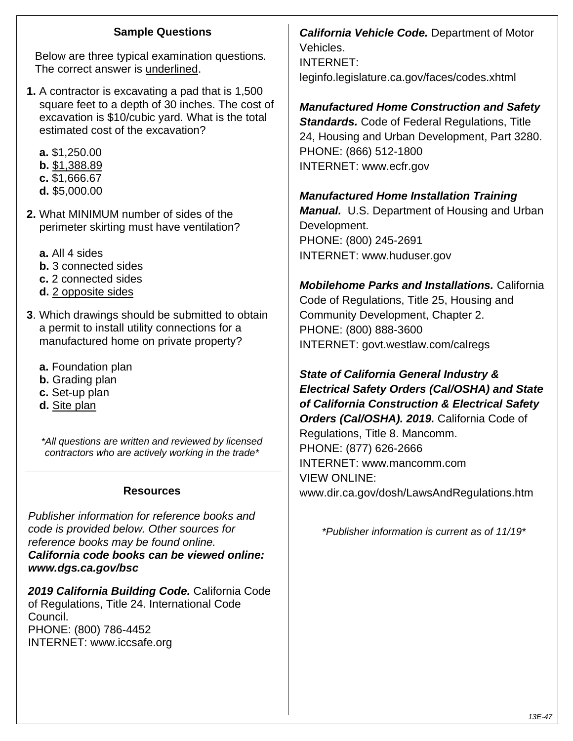## Sample Questions

Below are three typical examination questions. The correct answer is <u>underlined</u>.

**1.** A contractor is excavating a pad that is 1,500 square feet to a depth of 30 inches. The cost of excavation is $10/cubic yard. What is the total estimated cost of the excavation?

**a.** $1,250.00
**b.** <u>$1,388.89</u>
**c.** $1,666.67
**d.** $5,000.00

**2.** What MINIMUM number of sides of the perimeter skirting must have ventilation?

**a.** All 4 sides
**b.** 3 connected sides
**c.** 2 connected sides
**d.** <u>2 opposite sides</u>

**3**. Which drawings should be submitted to obtain a permit to install utility connections for a manufactured home on private property?

**a.** Foundation plan
**b.** Grading plan
**c.** Set-up plan
**d.** <u>Site plan</u>

*\*All questions are written and reviewed by licensed contractors who are actively working in the trade\**

---

## Resources

*Publisher information for reference books and code is provided below. Other sources for reference books may be found online.*
***California code books can be viewed online: www.dgs.ca.gov/bsc***

***2019 California Building Code.*** California Code of Regulations, Title 24. International Code Council.
PHONE: (800) 786-4452
INTERNET: www.iccsafe.org

***California Vehicle Code.*** Department of Motor Vehicles.
INTERNET:
leginfo.legislature.ca.gov/faces/codes.xhtml

***Manufactured Home Construction and Safety Standards.*** Code of Federal Regulations, Title 24, Housing and Urban Development, Part 3280.
PHONE: (866) 512-1800
INTERNET: www.ecfr.gov

***Manufactured Home Installation Training Manual.*** U.S. Department of Housing and Urban Development.
PHONE: (800) 245-2691
INTERNET: www.huduser.gov

***Mobilehome Parks and Installations.*** California Code of Regulations, Title 25, Housing and Community Development, Chapter 2.
PHONE: (800) 888-3600
INTERNET: govt.westlaw.com/calregs

***State of California General Industry & Electrical Safety Orders (Cal/OSHA) and State of California Construction & Electrical Safety Orders (Cal/OSHA). 2019.*** California Code of Regulations, Title 8. Mancomm.
PHONE: (877) 626-2666
INTERNET: www.mancomm.com
VIEW ONLINE:
www.dir.ca.gov/dosh/LawsAndRegulations.htm

*\*Publisher information is current as of 11/19\**